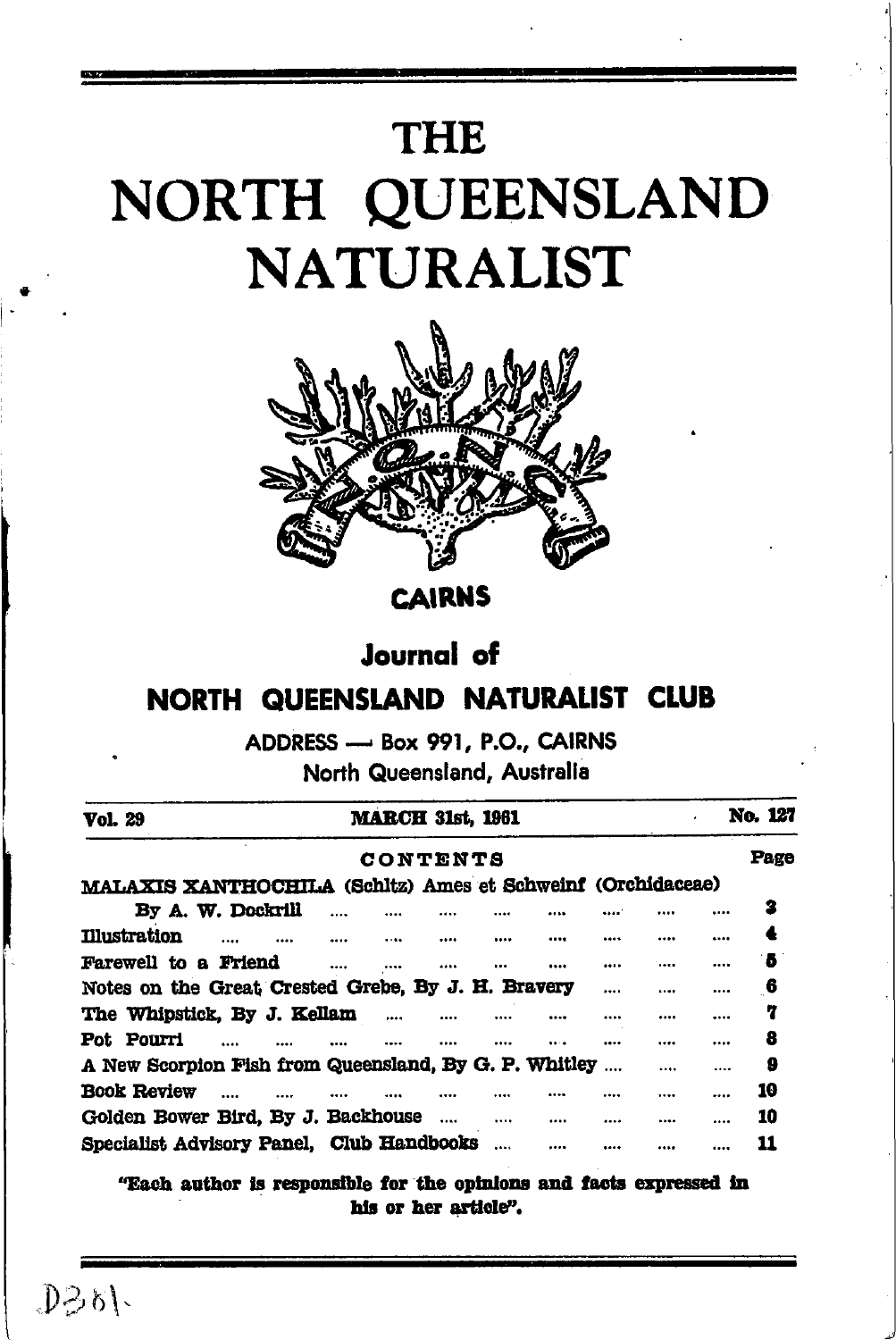# THE NORTH QUEENSLAND NATURALIST

**CAIRNS**

## Journal of

## NORTH QUEENSLAND NATURALIST CLUB

ADDRESS — Box 991, P.O., CAIRNS
North Queensland, Australia

**Vol. 29** | **MARCH 31st, 1961** | **No. 127**

**CONTENTS**

| | Page |
|---|---|
| MALAXIS XANTHOCHILA (Schltz) Ames et Schweinf (Orchidaceae) By A. W. Dockrill | 3 |
| Illustration | 4 |
| Farewell to a Friend | 5 |
| Notes on the Great Crested Grebe, By J. H. Bravery | 6 |
| The Whipstick, By J. Kellam | 7 |
| Pot Pourri | 8 |
| A New Scorpion Fish from Queensland, By G. P. Whitley | 9 |
| Book Review | 10 |
| Golden Bower Bird, By J. Backhouse | 10 |
| Specialist Advisory Panel, Club Handbooks | 11 |

**"Each author is responsible for the opinions and facts expressed in his or her article".**

D381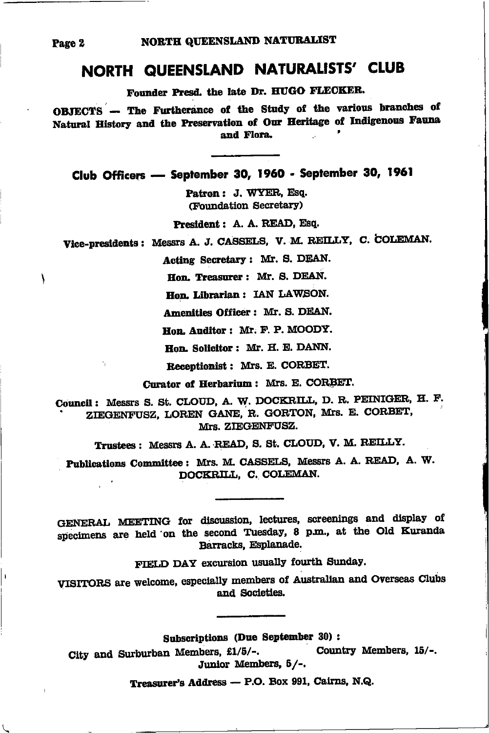# NORTH QUEENSLAND NATURALISTS' CLUB

**Founder Presd. the late Dr. HUGO FLECKER.**

**OBJECTS — The Furtherance of the Study of the various branches of Natural History and the Preservation of Our Heritage of Indigenous Fauna and Flora.**

---

## Club Officers — September 30, 1960 - September 30, 1961

**Patron:** J. WYER, Esq.
(Foundation Secretary)

**President:** A. A. READ, Esq.

**Vice-presidents:** Messrs A. J. CASSELS, V. M. REILLY, C. COLEMAN.

**Acting Secretary:** Mr. S. DEAN.

**Hon. Treasurer:** Mr. S. DEAN.

**Hon. Librarian:** IAN LAWSON.

**Amenities Officer:** Mr. S. DEAN.

**Hon. Auditor:** Mr. F. P. MOODY.

**Hon. Solicitor:** Mr. H. E. DANN.

**Receptionist:** Mrs. E. CORBET.

**Curator of Herbarium:** Mrs. E. CORBET.

**Council:** Messrs S. St. CLOUD, A. W. DOCKRILL, D. R. PEINIGER, H. F. ZIEGENFUSZ, LOREN GANE, R. GORTON, Mrs. E. CORBET, Mrs. ZIEGENFUSZ.

**Trustees:** Messrs A. A. READ, S. St. CLOUD, V. M. REILLY.

**Publications Committee:** Mrs. M. CASSELS, Messrs A. A. READ, A. W. DOCKRILL, C. COLEMAN.

---

GENERAL MEETING for discussion, lectures, screenings and display of specimens are held on the second Tuesday, 8 p.m., at the Old Kuranda Barracks, Esplanade.

FIELD DAY excursion usually fourth Sunday.

VISITORS are welcome, especially members of Australian and Overseas Clubs and Societies.

---

**Subscriptions (Due September 30):**

City and Surburban Members, £1/5/-. Country Members, 15/-.
Junior Members, 5/-.

**Treasurer's Address — P.O. Box 991, Cairns, N.Q.**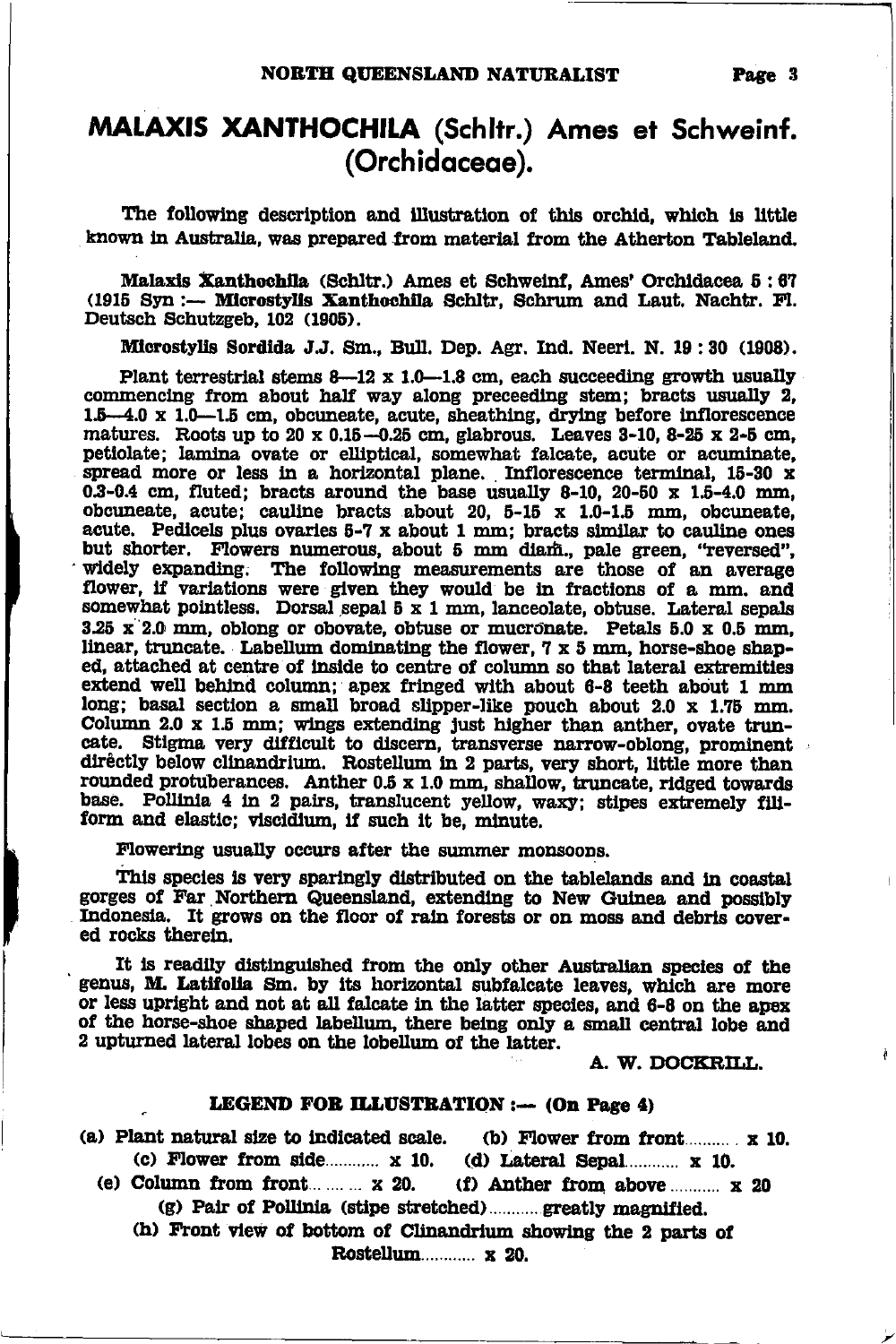# MALAXIS XANTHOCHILA (Schltr.) Ames et Schweinf. (Orchidaceae).

The following description and illustration of this orchid, which is little known in Australia, was prepared from material from the Atherton Tableland.

**Malaxis Xanthochila** (Schltr.) Ames et Schweinf, Ames' Orchidacea 5 : 67 (1915 Syn :— **Microstylis Xanthochila** Schltr, Schrum and Laut. Nachtr. Fl. Deutsch Schutzgeb, 102 (1905).

**Microstylis Sordida** J.J. Sm., Bull. Dep. Agr. Ind. Neerl. N. 19 : 30 (1908).

Plant terrestrial stems 8—12 x 1.0—1.8 cm, each succeeding growth usually commencing from about half way along preceeding stem; bracts usually 2, 1.5—4.0 x 1.0—1.5 cm, obcuneate, acute, sheathing, drying before inflorescence matures. Roots up to 20 x 0.15—0.25 cm, glabrous. Leaves 3-10, 8-25 x 2-5 cm, petiolate; lamina ovate or elliptical, somewhat falcate, acute or acuminate, spread more or less in a horizontal plane. Inflorescence terminal, 15-30 x 0.3-0.4 cm, fluted; bracts around the base usually 8-10, 20-50 x 1.5-4.0 mm, obcuneate, acute; cauline bracts about 20, 5-15 x 1.0-1.5 mm, obcuneate, acute. Pedicels plus ovaries 5-7 x about 1 mm; bracts similar to cauline ones but shorter. Flowers numerous, about 5 mm diam., pale green, "reversed", widely expanding. The following measurements are those of an average flower, if variations were given they would be in fractions of a mm. and somewhat pointless. Dorsal sepal 5 x 1 mm, lanceolate, obtuse. Lateral sepals 3.25 x 2.0 mm, oblong or obovate, obtuse or mucronate. Petals 5.0 x 0.5 mm, linear, truncate. Labellum dominating the flower, 7 x 5 mm, horse-shoe shaped, attached at centre of inside to centre of column so that lateral extremities extend well behind column; apex fringed with about 6-8 teeth about 1 mm long; basal section a small broad slipper-like pouch about 2.0 x 1.75 mm. Column 2.0 x 1.5 mm; wings extending just higher than anther, ovate truncate. Stigma very difficult to discern, transverse narrow-oblong, prominent directly below clinandrium. Rostellum in 2 parts, very short, little more than rounded protuberances. Anther 0.5 x 1.0 mm, shallow, truncate, ridged towards base. Pollinia 4 in 2 pairs, translucent yellow, waxy; stipes extremely filiform and elastic; viscidium, if such it be, minute.

Flowering usually occurs after the summer monsoons.

This species is very sparingly distributed on the tablelands and in coastal gorges of Far Northern Queensland, extending to New Guinea and possibly Indonesia. It grows on the floor of rain forests or on moss and debris covered rocks therein.

It is readily distinguished from the only other Australian species of the genus, M. Latifolia Sm. by its horizontal subfalcate leaves, which are more or less upright and not at all falcate in the latter species, and 6-8 on the apex of the horse-shoe shaped labellum, there being only a small central lobe and 2 upturned lateral lobes on the lobellum of the latter.

A. W. DOCKRILL.

**LEGEND FOR ILLUSTRATION :— (On Page 4)**

(a) Plant natural size to indicated scale. (b) Flower from front.......... x 10.
(c) Flower from side........... x 10. (d) Lateral Sepal........... x 10.
(e) Column from front......... x 20. (f) Anther from above.......... x 20
(g) Pair of Pollinia (stipe stretched).......... greatly magnified.
(h) Front view of bottom of Clinandrium showing the 2 parts of Rostellum........... x 20.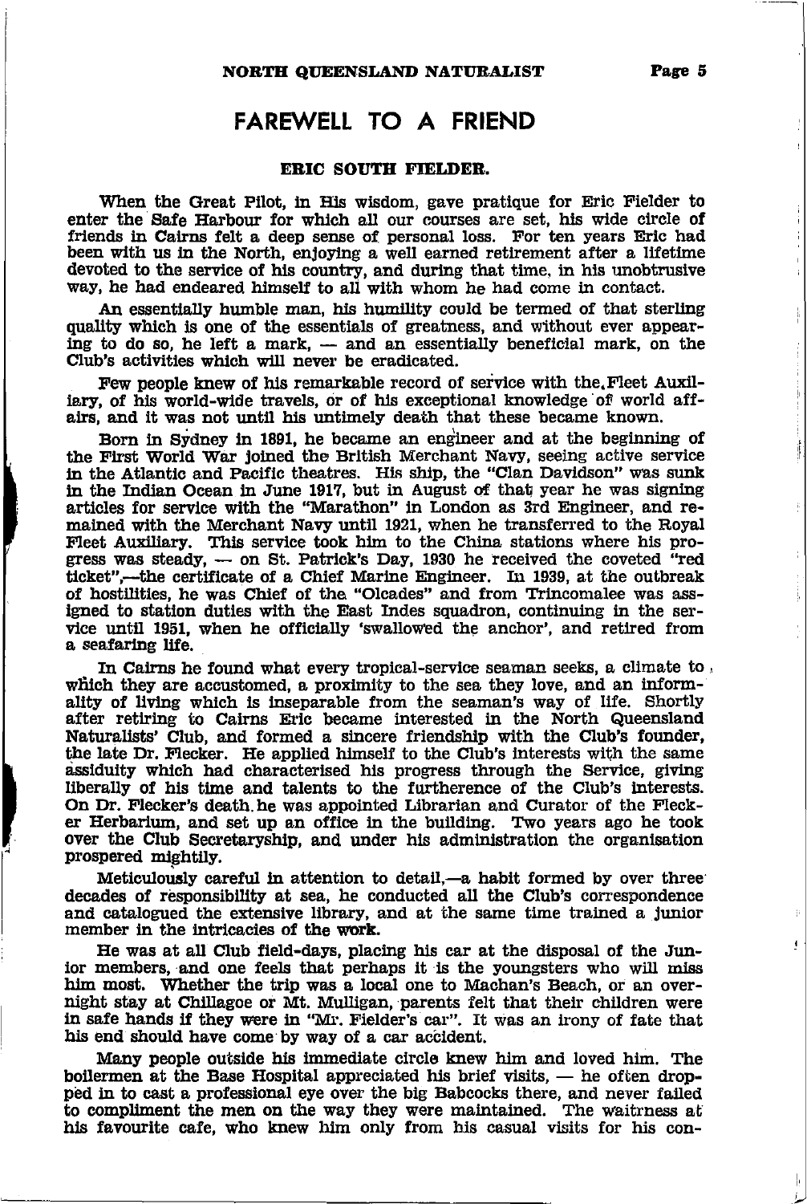# FAREWELL TO A FRIEND

## ERIC SOUTH FIELDER.

When the Great Pilot, in His wisdom, gave pratique for Eric Fielder to enter the Safe Harbour for which all our courses are set, his wide circle of friends in Cairns felt a deep sense of personal loss. For ten years Eric had been with us in the North, enjoying a well earned retirement after a lifetime devoted to the service of his country, and during that time, in his unobtrusive way, he had endeared himself to all with whom he had come in contact.

An essentially humble man, his humility could be termed of that sterling quality which is one of the essentials of greatness, and without ever appearing to do so, he left a mark, — and an essentially beneficial mark, on the Club's activities which will never be eradicated.

Few people knew of his remarkable record of service with the Fleet Auxiliary, of his world-wide travels, or of his exceptional knowledge of world affairs, and it was not until his untimely death that these became known.

Born in Sydney in 1891, he became an engineer and at the beginning of the First World War joined the British Merchant Navy, seeing active service in the Atlantic and Pacific theatres. His ship, the "Clan Davidson" was sunk in the Indian Ocean in June 1917, but in August of that year he was signing articles for service with the "Marathon" in London as 3rd Engineer, and remained with the Merchant Navy until 1921, when he transferred to the Royal Fleet Auxiliary. This service took him to the China stations where his progress was steady, — on St. Patrick's Day, 1930 he received the coveted "red ticket",—the certificate of a Chief Marine Engineer. In 1939, at the outbreak of hostilities, he was Chief of the "Olcades" and from Trincomalee was assigned to station duties with the East Indes squadron, continuing in the service until 1951, when he officially 'swallowed the anchor', and retired from a seafaring life.

In Cairns he found what every tropical-service seaman seeks, a climate to which they are accustomed, a proximity to the sea they love, and an informality of living which is inseparable from the seaman's way of life. Shortly after retiring to Cairns Eric became interested in the North Queensland Naturalists' Club, and formed a sincere friendship with the Club's founder, the late Dr. Flecker. He applied himself to the Club's interests with the same assiduity which had characterised his progress through the Service, giving liberally of his time and talents to the furtherence of the Club's interests. On Dr. Flecker's death he was appointed Librarian and Curator of the Flecker Herbarium, and set up an office in the building. Two years ago he took over the Club Secretaryship, and under his administration the organisation prospered mightily.

Meticulously careful in attention to detail,—a habit formed by over three decades of responsibility at sea, he conducted all the Club's correspondence and catalogued the extensive library, and at the same time trained a junior member in the intricacies of the work.

He was at all Club field-days, placing his car at the disposal of the Junior members, and one feels that perhaps it is the youngsters who will miss him most. Whether the trip was a local one to Machan's Beach, or an overnight stay at Chillagoe or Mt. Mulligan, parents felt that their children were in safe hands if they were in "Mr. Fielder's car". It was an irony of fate that his end should have come by way of a car accident.

Many people outside his immediate circle knew him and loved him. The boilermen at the Base Hospital appreciated his brief visits, — he often dropped in to cast a professional eye over the big Babcocks there, and never failed to compliment the men on the way they were maintained. The waitrness at his favourite cafe, who knew him only from his casual visits for his con-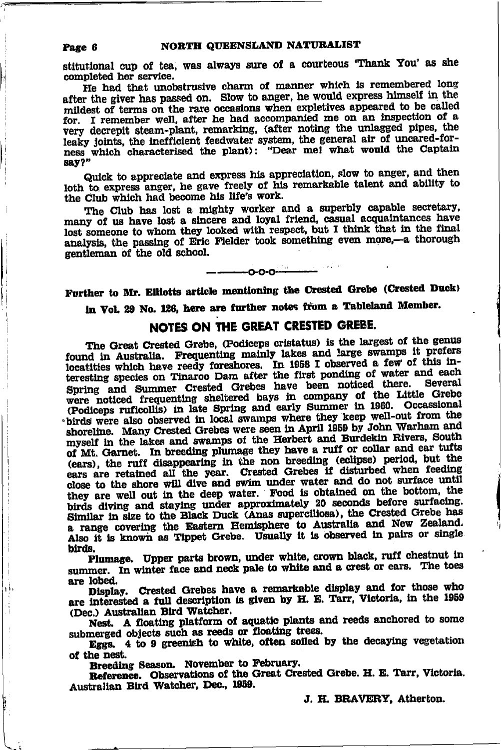stitutional cup of tea, was always sure of a courteous 'Thank You' as she completed her service.

He had that unobstrusive charm of manner which is remembered long after the giver has passed on. Slow to anger, he would express himself in the mildest of terms on the rare occasions when expletives appeared to be called for. I remember well, after he had accompanied me on an inspection of a very decrepit steam-plant, remarking, (after noting the unlagged pipes, the leaky joints, the inefficient feedwater system, the general air of uncared-forness which characterised the plant): "Dear me! what would the Captain say?"

Quick to appreciate and express his appreciation, slow to anger, and then loth to express anger, he gave freely of his remarkable talent and ability to the Club which had become his life's work.

The Club has lost a mighty worker and a superbly capable secretary, many of us have lost a sincere and loyal friend, casual acquaintances have lost someone to whom they looked with respect, but I think that in the final analysis, the passing of Eric Fielder took something even more,—a thorough gentleman of the old school.

———o-o-o———

**Further to Mr. Elliotts article mentioning the Crested Grebe (Crested Duck) in Vol. 29 No. 126, here are further notes from a Tableland Member.**

## NOTES ON THE GREAT CRESTED GREBE.

The Great Crested Grebe, (Podiceps cristatus) is the largest of the genus found in Australia. Frequenting mainly lakes and large swamps it prefers locatities which have reedy foreshores. In 1958 I observed a few of this interesting species on Tinaroo Dam after the first ponding of water and each Spring and Summer Crested Grebes have been noticed there. Several were noticed frequenting sheltered bays in company of the Little Grebe (Podiceps ruficollis) in late Spring and early Summer in 1960. Occassional birds were also observed in local swamps where they keep well-out from the shoreline. Many Crested Grebes were seen in April 1959 by John Warham and myself in the lakes and swamps of the Herbert and Burdekin Rivers, South of Mt. Garnet. In breeding plumage they have a ruff or collar and ear tufts (ears), the ruff disappearing in the non breeding (eclipse) period, but the ears are retained all the year. Crested Grebes if disturbed when feeding close to the shore will dive and swim under water and do not surface until they are well out in the deep water. Food is obtained on the bottom, the birds diving and staying under approximately 20 seconds before surfacing. Similar in size to the Black Duck (Anas superciliosa), the Crested Grebe has a range covering the Eastern Hemisphere to Australia and New Zealand. Also it is known as Tippet Grebe. Usually it is observed in pairs or single birds.

**Plumage.** Upper parts brown, under white, crown black, ruff chestnut in summer. In winter face and neck pale to white and a crest or ears. The toes are lobed.

**Display.** Crested Grebes have a remarkable display and for those who are interested a full description is given by H. E. Tarr, Victoria, in the 1959 (Dec.) Australian Bird Watcher.

**Nest.** A floating platform of aquatic plants and reeds anchored to some submerged objects such as reeds or floating trees.

**Eggs.** 4 to 9 greenish to white, often soiled by the decaying vegetation of the nest.

**Breeding Season.** November to February.

**Reference.** Observations of the Great Crested Grebe. H. E. Tarr, Victoria. Australian Bird Watcher, Dec., 1959.

**J. H. BRAVERY, Atherton.**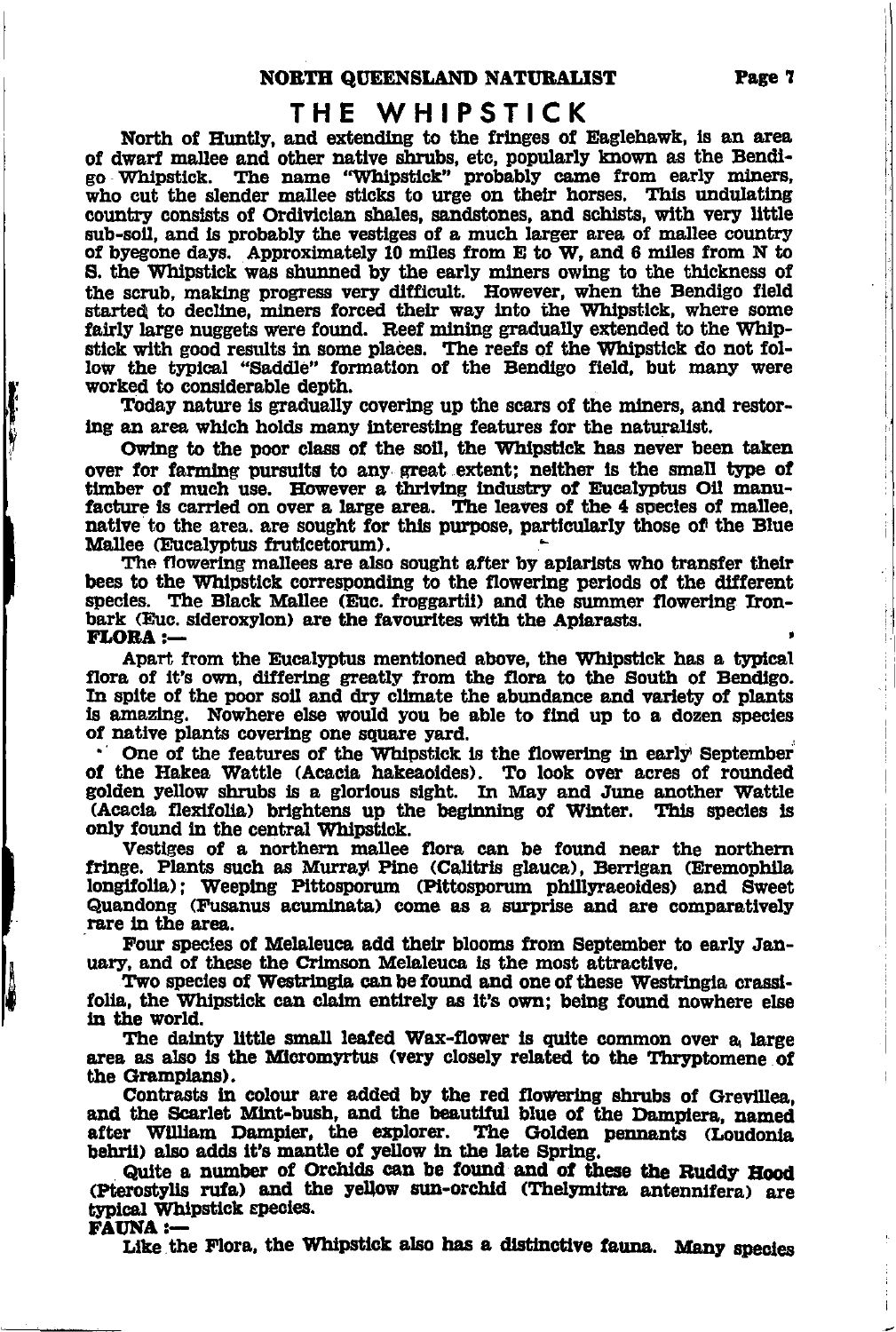# THE WHIPSTICK

North of Huntly, and extending to the fringes of Eaglehawk, is an area of dwarf mallee and other native shrubs, etc, popularly known as the Bendigo Whipstick. The name "Whipstick" probably came from early miners, who cut the slender mallee sticks to urge on their horses. This undulating country consists of Ordivician shales, sandstones, and schists, with very little sub-soil, and is probably the vestiges of a much larger area of mallee country of byegone days. Approximately 10 miles from E to W, and 6 miles from N to S. the Whipstick was shunned by the early miners owing to the thickness of the scrub, making progress very difficult. However, when the Bendigo field started to decline, miners forced their way into the Whipstick, where some fairly large nuggets were found. Reef mining gradually extended to the Whipstick with good results in some places. The reefs of the Whipstick do not follow the typical "Saddle" formation of the Bendigo field, but many were worked to considerable depth.

Today nature is gradually covering up the scars of the miners, and restoring an area which holds many interesting features for the naturalist.

Owing to the poor class of the soil, the Whipstick has never been taken over for farming pursuits to any great extent; neither is the small type of timber of much use. However a thriving industry of Eucalyptus Oil manufacture is carried on over a large area. The leaves of the 4 species of mallee, native to the area. are sought for this purpose, particularly those of the Blue Mallee (Eucalyptus fruticetorum).

The flowering mallees are also sought after by apiarists who transfer their bees to the Whipstick corresponding to the flowering periods of the different species. The Black Mallee (Euc. froggartii) and the summer flowering Ironbark (Euc. sideroxylon) are the favourites with the Apiarasts.

**FLORA :—**

Apart from the Eucalyptus mentioned above, the Whipstick has a typical flora of it's own, differing greatly from the flora to the South of Bendigo. In spite of the poor soil and dry climate the abundance and variety of plants is amazing. Nowhere else would you be able to find up to a dozen species of native plants covering one square yard.

One of the features of the Whipstick is the flowering in early September of the Hakea Wattle (Acacia hakeaoides). To look over acres of rounded golden yellow shrubs is a glorious sight. In May and June another Wattle (Acacia flexifolia) brightens up the beginning of Winter. This species is only found in the central Whipstick.

Vestiges of a northern mallee flora can be found near the northern fringe. Plants such as Murray Pine (Calitris glauca), Berrigan (Eremophila longifolia); Weeping Pittosporum (Pittosporum phillyraeoides) and Sweet Quandong (Fusanus acuminata) come as a surprise and are comparatively rare in the area.

Four species of Melaleuca add their blooms from September to early January, and of these the Crimson Melaleuca is the most attractive.

Two species of Westringia can be found and one of these Westringia crassifolia, the Whipstick can claim entirely as it's own; being found nowhere else in the world.

The dainty little small leafed Wax-flower is quite common over a large area as also is the Micromyrtus (very closely related to the Thryptomene of the Grampians).

Contrasts in colour are added by the red flowering shrubs of Grevillea, and the Scarlet Mint-bush, and the beautiful blue of the Dampiera, named after William Dampier, the explorer. The Golden pennants (Loudonia behrii) also adds it's mantle of yellow in the late Spring.

Quite a number of Orchids can be found and of these the Ruddy Hood (Pterostylis rufa) and the yellow sun-orchid (Thelymitra antennifera) are typical Whipstick species.

**FAUNA :—**

Like the Flora, the Whipstick also has a distinctive fauna. Many species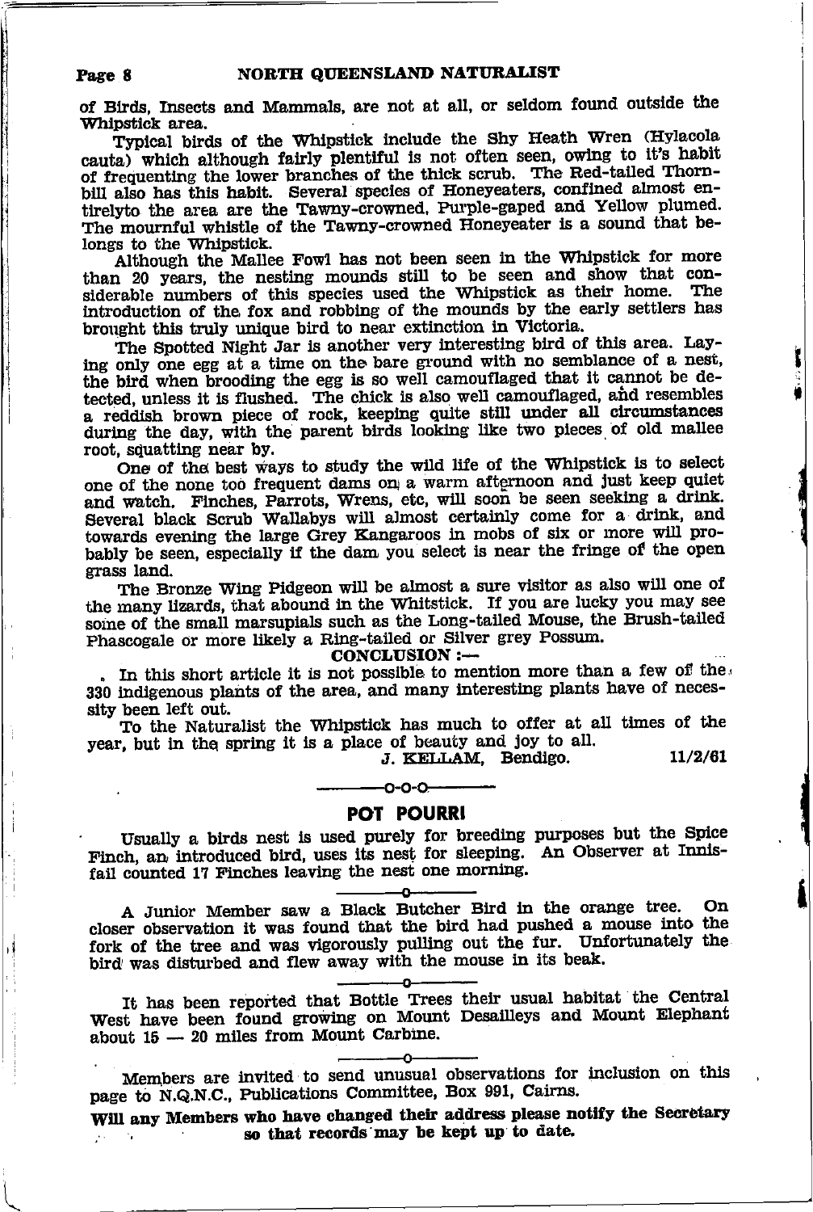of Birds, Insects and Mammals, are not at all, or seldom found outside the Whipstick area.

Typical birds of the Whipstick include the Shy Heath Wren (Hylacola cauta) which although fairly plentiful is not often seen, owing to it's habit of frequenting the lower branches of the thick scrub. The Red-tailed Thornbill also has this habit. Several species of Honeyeaters, confined almost entirelyto the area are the Tawny-crowned, Purple-gaped and Yellow plumed. The mournful whistle of the Tawny-crowned Honeyeater is a sound that belongs to the Whipstick.

Although the Mallee Fowl has not been seen in the Whipstick for more than 20 years, the nesting mounds still to be seen and show that considerable numbers of this species used the Whipstick as their home. The introduction of the fox and robbing of the mounds by the early settlers has brought this truly unique bird to near extinction in Victoria.

The Spotted Night Jar is another very interesting bird of this area. Laying only one egg at a time on the bare ground with no semblance of a nest, the bird when brooding the egg is so well camouflaged that it cannot be detected, unless it is flushed. The chick is also well camouflaged, and resembles a reddish brown piece of rock, keeping quite still under all circumstances during the day, with the parent birds looking like two pieces of old mallee root, squatting near by.

One of the best ways to study the wild life of the Whipstick is to select one of the none too frequent dams on a warm afternoon and just keep quiet and watch. Finches, Parrots, Wrens, etc, will soon be seen seeking a drink. Several black Scrub Wallabys will almost certainly come for a drink, and towards evening the large Grey Kangaroos in mobs of six or more will probably be seen, especially if the dam you select is near the fringe of the open grass land.

The Bronze Wing Pidgeon will be almost a sure visitor as also will one of the many lizards, that abound in the Whitstick. If you are lucky you may see some of the small marsupials such as the Long-tailed Mouse, the Brush-tailed Phascogale or more likely a Ring-tailed or Silver grey Possum.

**CONCLUSION :—**

In this short article it is not possible to mention more than a few of the 330 indigenous plants of the area, and many interesting plants have of necessity been left out.

To the Naturalist the Whipstick has much to offer at all times of the year, but in the spring it is a place of beauty and joy to all.

J. KELLAM, Bendigo. 11/2/61

—o-o-o—

## POT POURRI

Usually a birds nest is used purely for breeding purposes but the Spice Finch, an introduced bird, uses its nest for sleeping. An Observer at Innisfail counted 17 Finches leaving the nest one morning.

—o—

A Junior Member saw a Black Butcher Bird in the orange tree. On closer observation it was found that the bird had pushed a mouse into the fork of the tree and was vigorously pulling out the fur. Unfortunately the bird was disturbed and flew away with the mouse in its beak.

—o—

It has been reported that Bottle Trees their usual habitat the Central West have been found growing on Mount Desailleys and Mount Elephant about 15 — 20 miles from Mount Carbine.

—o—

Members are invited to send unusual observations for inclusion on this page to N.Q.N.C., Publications Committee, Box 991, Cairns.

**Will any Members who have changed their address please notify the Secretary so that records may be kept up to date.**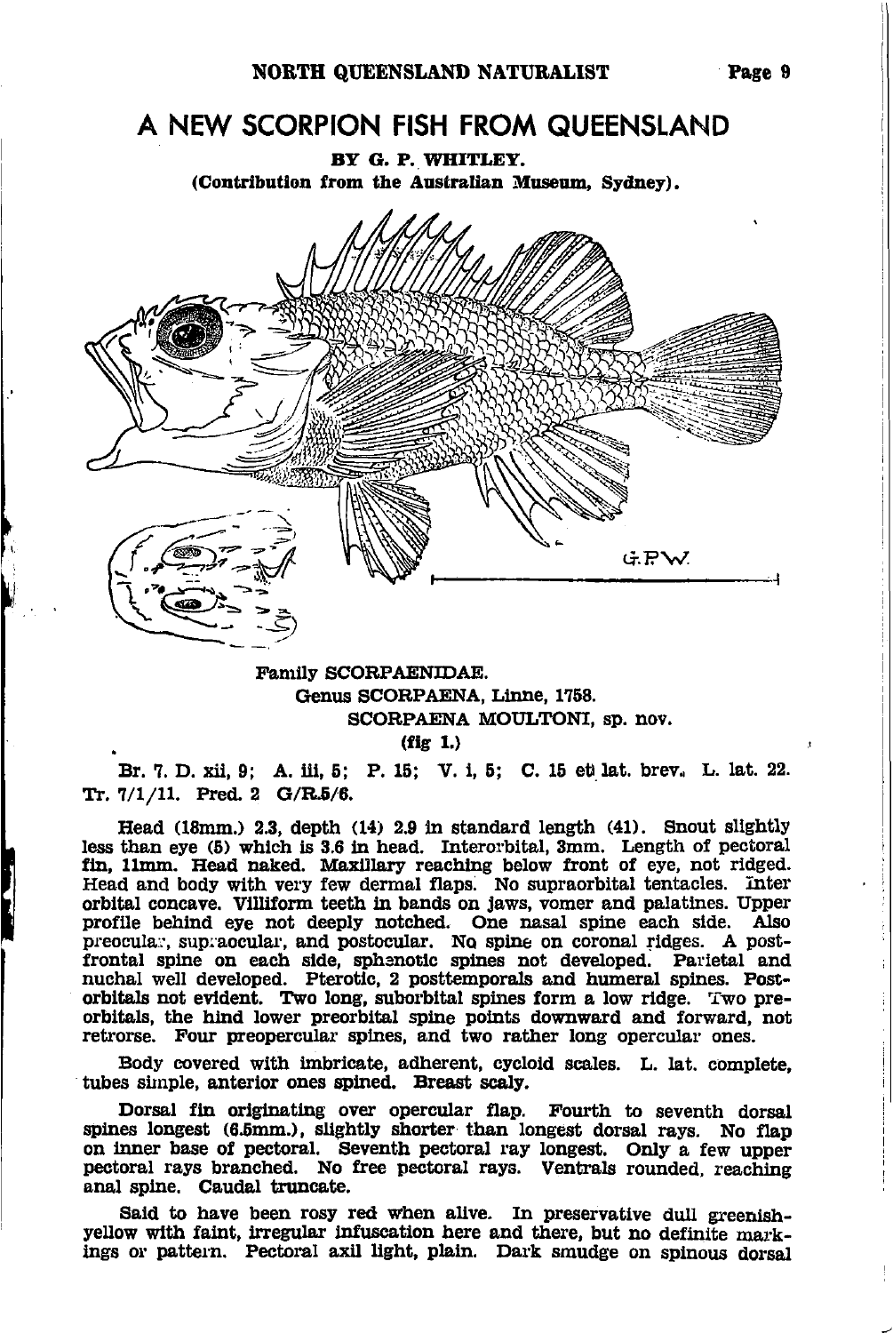# A NEW SCORPION FISH FROM QUEENSLAND

**BY G. P. WHITLEY.**

**(Contribution from the Australian Museum, Sydney).**

Family SCORPAENIDAE.

Genus SCORPAENA, Linne, 1758.

SCORPAENA MOULTONI, sp. nov.

(fig 1.)

Br. 7. D. xii, 9; A. iii, 5; P. 15; V. i, 5; C. 15 et lat. brev. L. lat. 22. Tr. 7/1/11. Pred. 2 G/R.5/6.

Head (18mm.) 2.3, depth (14) 2.9 in standard length (41). Snout slightly less than eye (5) which is 3.6 in head. Interorbital, 3mm. Length of pectoral fin, 11mm. Head naked. Maxillary reaching below front of eye, not ridged. Head and body with very few dermal flaps. No supraorbital tentacles. Inter orbital concave. Villiform teeth in bands on jaws, vomer and palatines. Upper profile behind eye not deeply notched. One nasal spine each side. Also preocular, supraocular, and postocular. No spine on coronal ridges. A postfrontal spine on each side, sphenotic spines not developed. Parietal and nuchal well developed. Pterotic, 2 posttemporals and humeral spines. Postorbitals not evident. Two long, suborbital spines form a low ridge. Two preorbitals, the hind lower preorbital spine points downward and forward, not retrorse. Four preopercular spines, and two rather long opercular ones.

Body covered with imbricate, adherent, cycloid scales. L. lat. complete, tubes simple, anterior ones spined. Breast scaly.

Dorsal fin originating over opercular flap. Fourth to seventh dorsal spines longest (6.5mm.), slightly shorter than longest dorsal rays. No flap on inner base of pectoral. Seventh pectoral ray longest. Only a few upper pectoral rays branched. No free pectoral rays. Ventrals rounded, reaching anal spine. Caudal truncate.

Said to have been rosy red when alive. In preservative dull greenish-yellow with faint, irregular infuscation here and there, but no definite markings or pattern. Pectoral axil light, plain. Dark smudge on spinous dorsal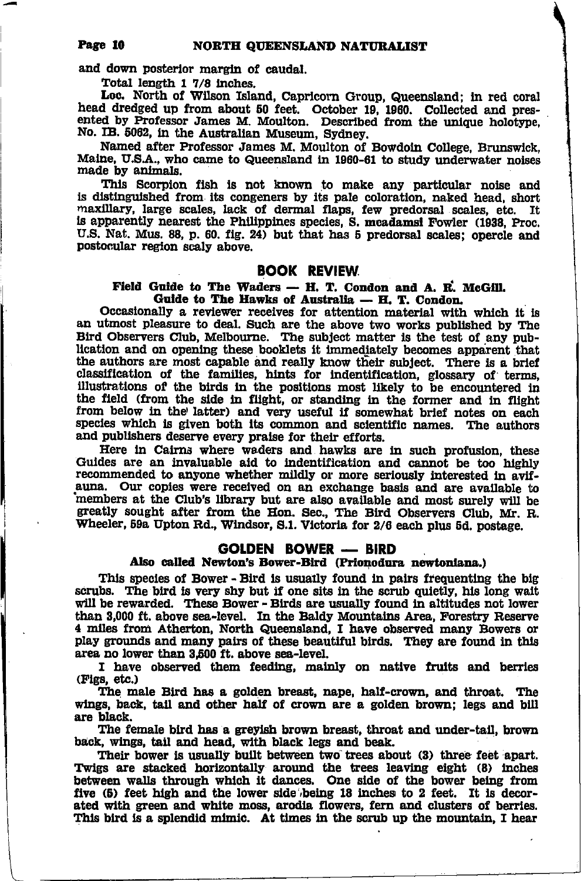and down posterior margin of caudal.

Total length 1 7/8 inches.

**Loc.** North of Wilson Island, Capricorn Group, Queensland; in red coral head dredged up from about 50 feet. October 19, 1960. Collected and presented by Professor James M. Moulton. Described from the unique holotype, No. IB. 5062, in the Australian Museum, Sydney.

Named after Professor James M. Moulton of Bowdoin College, Brunswick, Maine, U.S.A., who came to Queensland in 1960-61 to study underwater noises made by animals.

This Scorpion fish is not known to make any particular noise and is distinguished from its congeners by its pale coloration, naked head, short maxillary, large scales, lack of dermal flaps, few predorsal scales, etc. It is apparently nearest the Philippines species, *S. mcadamsi* Fowler (1938, Proc. U.S. Nat. Mus. 88, p. 60. fig. 24) but that has 5 predorsal scales; opercle and postocular region scaly above.

## BOOK REVIEW

**Field Guide to The Waders — H. T. Condon and A. R. McGill.**
**Guide to The Hawks of Australia — H. T. Condon.**

Occasionally a reviewer receives for attention material with which it is an utmost pleasure to deal. Such are the above two works published by The Bird Observers Club, Melbourne. The subject matter is the test of any publication and on opening these booklets it immediately becomes apparent that the authors are most capable and really know their subject. There is a brief classification of the families, hints for indentification, glossary of terms, illustrations of the birds in the positions most likely to be encountered in the field (from the side in flight, or standing in the former and in flight from below in the latter) and very useful if somewhat brief notes on each species which is given both its common and scientific names. The authors and publishers deserve every praise for their efforts.

Here in Cairns where waders and hawks are in such profusion, these Guides are an invaluable aid to indentification and cannot be too highly recommended to anyone whether mildly or more seriously interested in avifauna. Our copies were received on an exchange basis and are available to members at the Club's library but are also available and most surely will be greatly sought after from the Hon. Sec., The Bird Observers Club, Mr. R. Wheeler, 59a Upton Rd., Windsor, S.1. Victoria for 2/6 each plus 5d. postage.

## GOLDEN BOWER — BIRD

**Also called Newton's Bower-Bird (Prionodura newtoniana.)**

This species of Bower - Bird is usually found in pairs frequenting the big scrubs. The bird is very shy but if one sits in the scrub quietly, his long wait will be rewarded. These Bower - Birds are usually found in altitudes not lower than 3,000 ft. above sea-level. In the Baldy Mountains Area, Forestry Reserve 4 miles from Atherton, North Queensland, I have observed many Bowers or play grounds and many pairs of these beautiful birds. They are found in this area no lower than 3,500 ft. above sea-level.

I have observed them feeding, mainly on native fruits and berries (Figs, etc.)

The male Bird has a golden breast, nape, half-crown, and throat. The wings, back, tail and other half of crown are a golden brown; legs and bill are black.

The female bird has a greyish brown breast, throat and under-tail, brown back, wings, tail and head, with black legs and beak.

Their bower is usually built between two trees about (3) three feet apart. Twigs are stacked horizontally around the trees leaving eight (8) inches between walls through which it dances. One side of the bower being from five (5) feet high and the lower side being 18 inches to 2 feet. It is decorated with green and white moss, arodia flowers, fern and clusters of berries. This bird is a splendid mimic. At times in the scrub up the mountain, I hear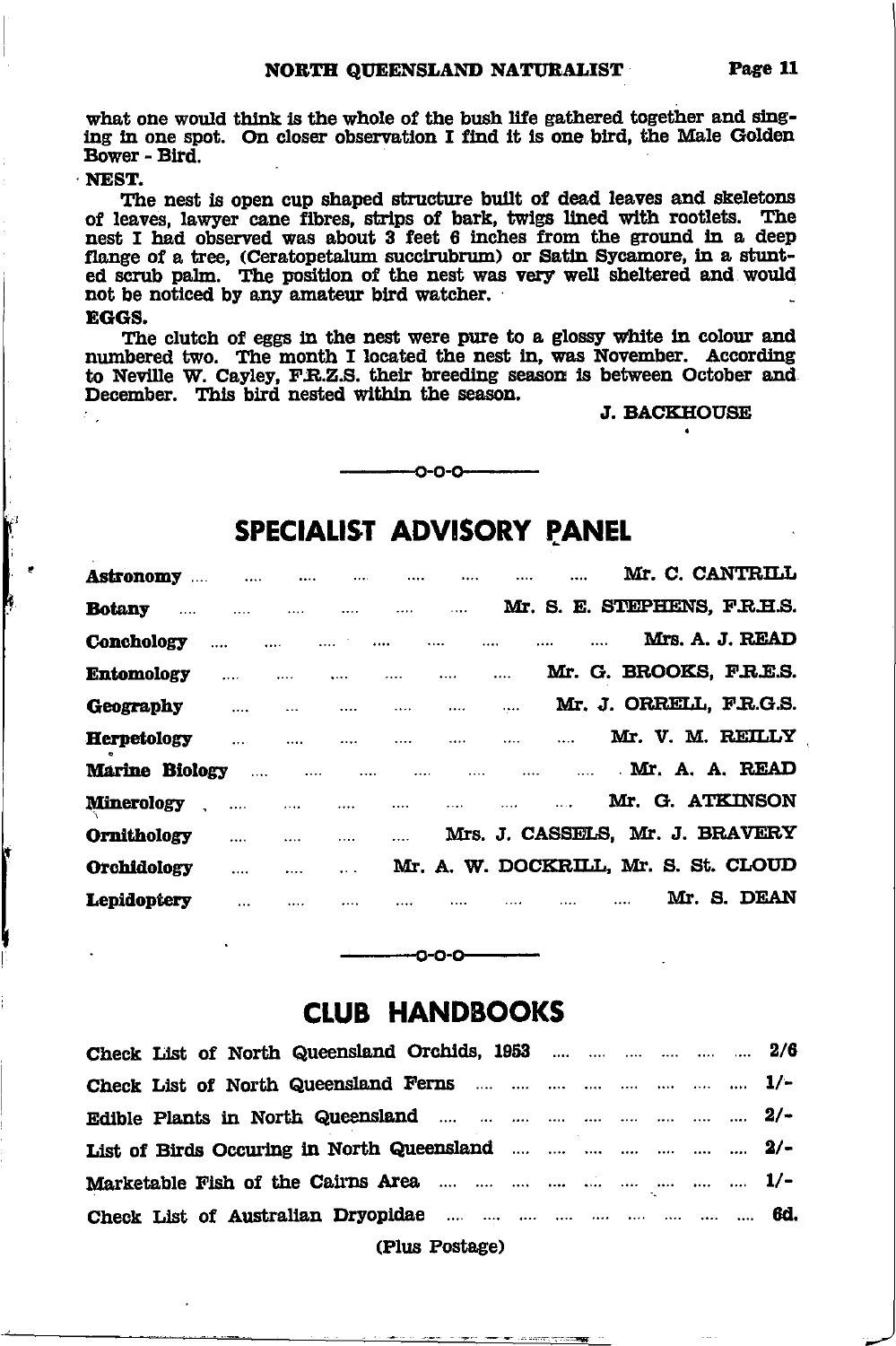what one would think is the whole of the bush life gathered together and singing in one spot. On closer observation I find it is one bird, the Male Golden Bower - Bird.

**NEST.**

The nest is open cup shaped structure built of dead leaves and skeletons of leaves, lawyer cane fibres, strips of bark, twigs lined with rootlets. The nest I had observed was about 3 feet 6 inches from the ground in a deep flange of a tree, (Ceratopetalum succirubrum) or Satin Sycamore, in a stunted scrub palm. The position of the nest was very well sheltered and would not be noticed by any amateur bird watcher.

**EGGS.**

The clutch of eggs in the nest were pure to a glossy white in colour and numbered two. The month I located the nest in, was November. According to Neville W. Cayley, F.R.Z.S. their breeding season is between October and December. This bird nested within the season.

J. BACKHOUSE

---

## SPECIALIST ADVISORY PANEL

| | |
|---|---|
| **Astronomy** | Mr. C. CANTRILL |
| **Botany** | Mr. S. E. STEPHENS, F.R.H.S. |
| **Conchology** | Mrs. A. J. READ |
| **Entomology** | Mr. G. BROOKS, F.R.E.S. |
| **Geography** | Mr. J. ORRELL, F.R.G.S. |
| **Herpetology** | Mr. V. M. REILLY |
| **Marine Biology** | Mr. A. A. READ |
| **Minerology** | Mr. G. ATKINSON |
| **Ornithology** | Mrs. J. CASSELS, Mr. J. BRAVERY |
| **Orchidology** | Mr. A. W. DOCKRILL, Mr. S. St. CLOUD |
| **Lepidoptery** | Mr. S. DEAN |

---

## CLUB HANDBOOKS

| | |
|---|---|
| Check List of North Queensland Orchids, 1953 | 2/6 |
| Check List of North Queensland Ferns | 1/- |
| Edible Plants in North Queensland | 2/- |
| List of Birds Occuring in North Queensland | 2/- |
| Marketable Fish of the Cairns Area | 1/- |
| Check List of Australian Dryopidae | 6d. |

(Plus Postage)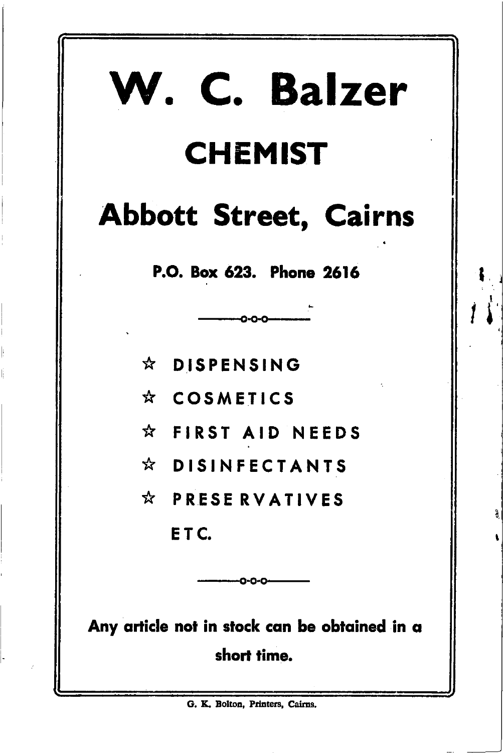# W. C. Balzer

## CHEMIST

## Abbott Street, Cairns

**P.O. Box 623. Phone 2616**

---o-o-o---

☆ DISPENSING

☆ COSMETICS

☆ FIRST AID NEEDS

☆ DISINFECTANTS

☆ PRESERVATIVES

ETC.

---o-o-o---

**Any article not in stock can be obtained in a short time.**

G. K. Bolton, Printers, Cairns.